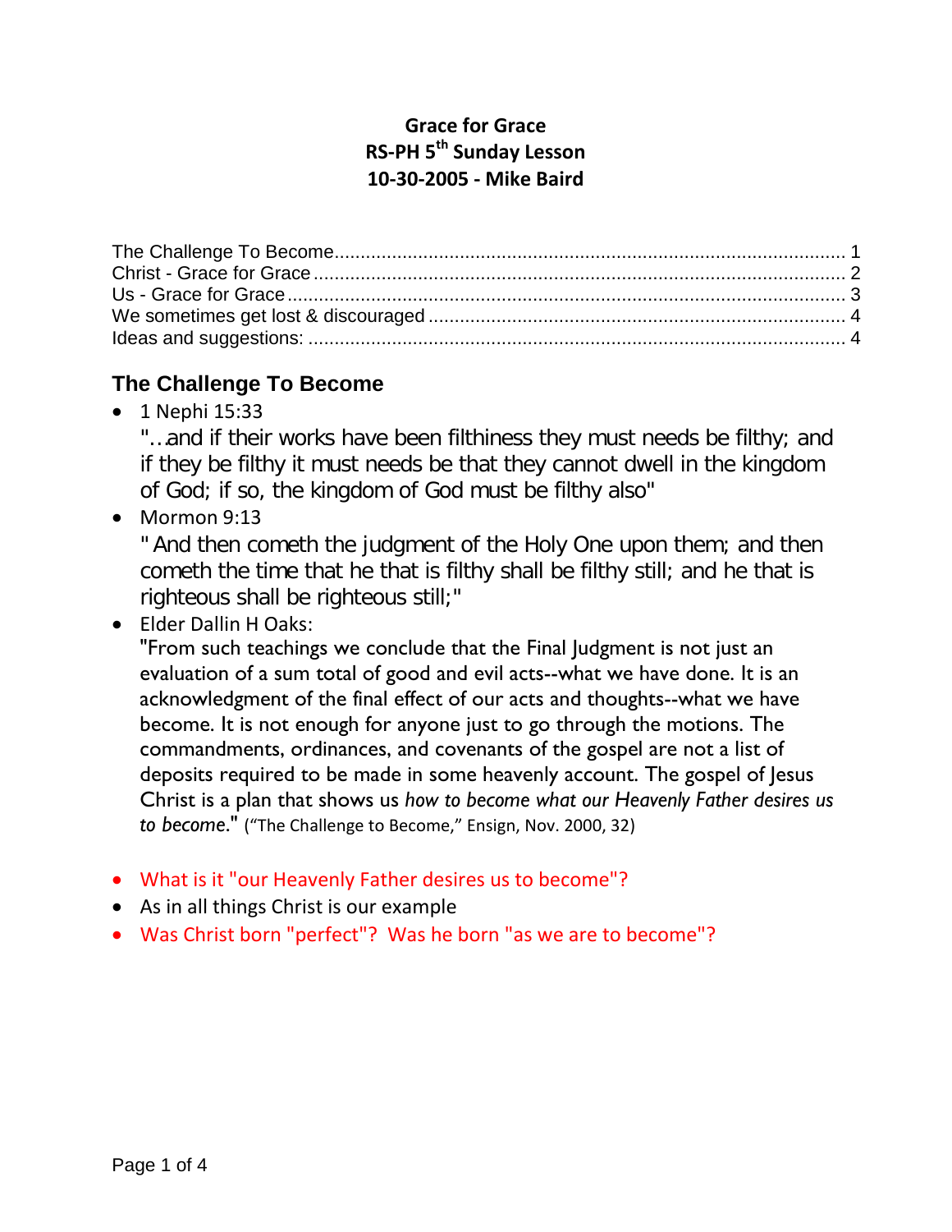**Grace for Grace**
**RS-PH 5th Sunday Lesson**
**10-30-2005 - Mike Baird**

The Challenge To Become ........ 1
Christ - Grace for Grace ........ 2
Us - Grace for Grace ........ 3
We sometimes get lost & discouraged ........ 4
Ideas and suggestions: ........ 4

## The Challenge To Become

- 1 Nephi 15:33
  "…and if their works have been filthiness they must needs be filthy; and if they be filthy it must needs be that they cannot dwell in the kingdom of God; if so, the kingdom of God must be filthy also"
- Mormon 9:13
  " And then cometh the judgment of the Holy One upon them; and then cometh the time that he that is filthy shall be filthy still; and he that is righteous shall be righteous still;"
- Elder Dallin H Oaks:
  "From such teachings we conclude that the Final Judgment is not just an evaluation of a sum total of good and evil acts--what we have done. It is an acknowledgment of the final effect of our acts and thoughts--what we have become. It is not enough for anyone just to go through the motions. The commandments, ordinances, and covenants of the gospel are not a list of deposits required to be made in some heavenly account. The gospel of Jesus Christ is a plan that shows us *how to become what our Heavenly Father desires us to become*." ("The Challenge to Become," Ensign, Nov. 2000, 32)

- What is it "our Heavenly Father desires us to become"?
- As in all things Christ is our example
- Was Christ born "perfect"? Was he born "as we are to become"?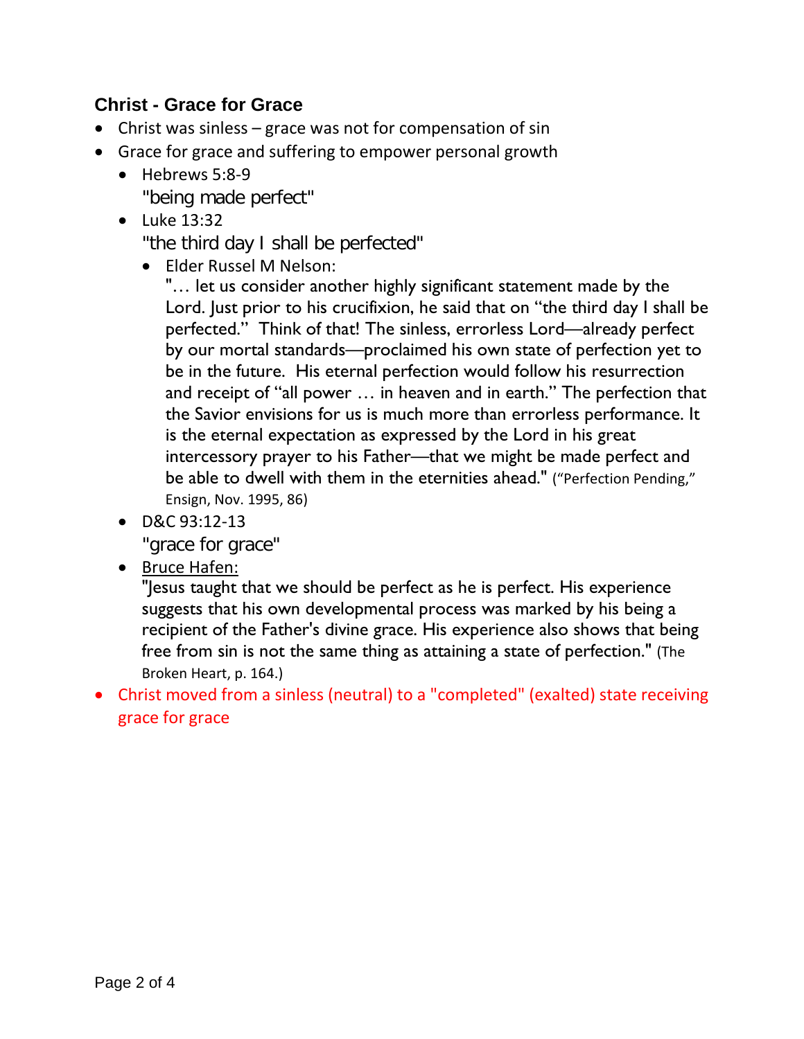### Christ - Grace for Grace

- Christ was sinless – grace was not for compensation of sin
- Grace for grace and suffering to empower personal growth
  - Hebrews 5:8-9
    "being made perfect"
  - Luke 13:32
    "the third day I shall be perfected"
    - Elder Russel M Nelson:
      "… let us consider another highly significant statement made by the Lord. Just prior to his crucifixion, he said that on "the third day I shall be perfected." Think of that! The sinless, errorless Lord—already perfect by our mortal standards—proclaimed his own state of perfection yet to be in the future. His eternal perfection would follow his resurrection and receipt of "all power … in heaven and in earth." The perfection that the Savior envisions for us is much more than errorless performance. It is the eternal expectation as expressed by the Lord in his great intercessory prayer to his Father—that we might be made perfect and be able to dwell with them in the eternities ahead." ("Perfection Pending," Ensign, Nov. 1995, 86)
  - D&C 93:12-13
    "grace for grace"
  - Bruce Hafen:
    "Jesus taught that we should be perfect as he is perfect. His experience suggests that his own developmental process was marked by his being a recipient of the Father's divine grace. His experience also shows that being free from sin is not the same thing as attaining a state of perfection." (The Broken Heart, p. 164.)
- Christ moved from a sinless (neutral) to a "completed" (exalted) state receiving grace for grace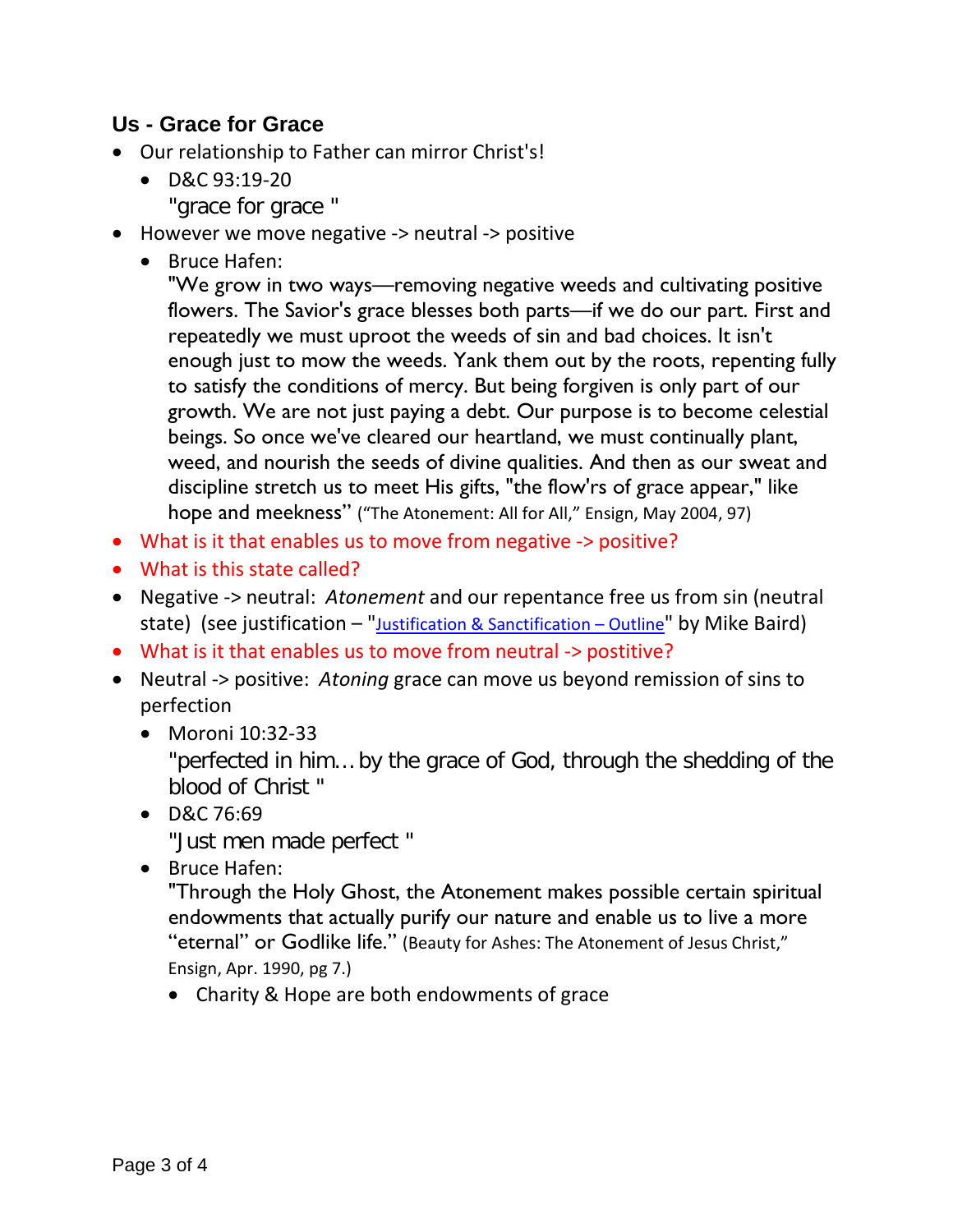### Us - Grace for Grace

- Our relationship to Father can mirror Christ's!
  - D&C 93:19-20
    "grace for grace "
- However we move negative -> neutral -> positive
  - Bruce Hafen:
    "We grow in two ways—removing negative weeds and cultivating positive flowers. The Savior's grace blesses both parts—if we do our part. First and repeatedly we must uproot the weeds of sin and bad choices. It isn't enough just to mow the weeds. Yank them out by the roots, repenting fully to satisfy the conditions of mercy. But being forgiven is only part of our growth. We are not just paying a debt. Our purpose is to become celestial beings. So once we've cleared our heartland, we must continually plant, weed, and nourish the seeds of divine qualities. And then as our sweat and discipline stretch us to meet His gifts, "the flow'rs of grace appear," like hope and meekness" ("The Atonement: All for All," Ensign, May 2004, 97)
- What is it that enables us to move from negative -> positive?
- What is this state called?
- Negative -> neutral: *Atonement* and our repentance free us from sin (neutral state) (see justification – "Justification & Sanctification – Outline" by Mike Baird)
- What is it that enables us to move from neutral -> postitive?
- Neutral -> positive: *Atoning* grace can move us beyond remission of sins to perfection
  - Moroni 10:32-33
    "perfected in him… by the grace of God, through the shedding of the blood of Christ "
  - D&C 76:69
    "Just men made perfect "
  - Bruce Hafen:
    "Through the Holy Ghost, the Atonement makes possible certain spiritual endowments that actually purify our nature and enable us to live a more "eternal" or Godlike life." (Beauty for Ashes: The Atonement of Jesus Christ," Ensign, Apr. 1990, pg 7.)
    - Charity & Hope are both endowments of grace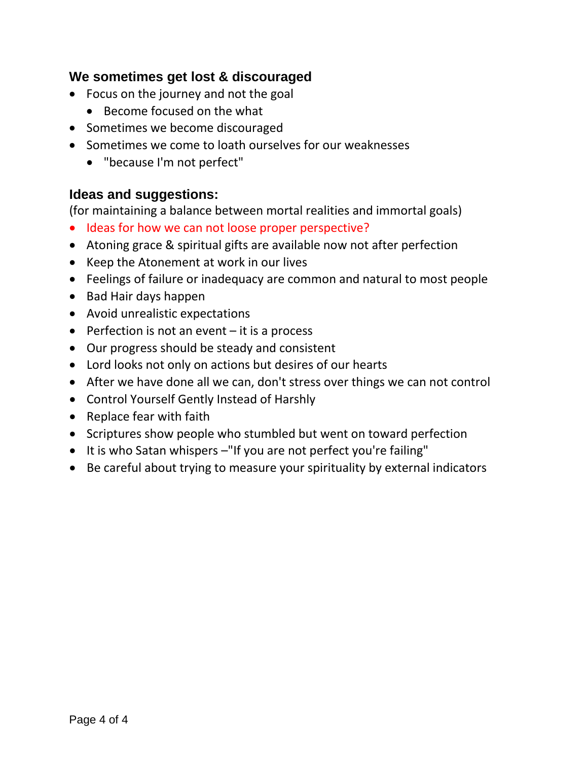### We sometimes get lost & discouraged

- Focus on the journey and not the goal
  - Become focused on the what
- Sometimes we become discouraged
- Sometimes we come to loath ourselves for our weaknesses
  - "because I'm not perfect"

### Ideas and suggestions:

(for maintaining a balance between mortal realities and immortal goals)

- Ideas for how we can not loose proper perspective?
- Atoning grace & spiritual gifts are available now not after perfection
- Keep the Atonement at work in our lives
- Feelings of failure or inadequacy are common and natural to most people
- Bad Hair days happen
- Avoid unrealistic expectations
- Perfection is not an event – it is a process
- Our progress should be steady and consistent
- Lord looks not only on actions but desires of our hearts
- After we have done all we can, don't stress over things we can not control
- Control Yourself Gently Instead of Harshly
- Replace fear with faith
- Scriptures show people who stumbled but went on toward perfection
- It is who Satan whispers –"If you are not perfect you're failing"
- Be careful about trying to measure your spirituality by external indicators